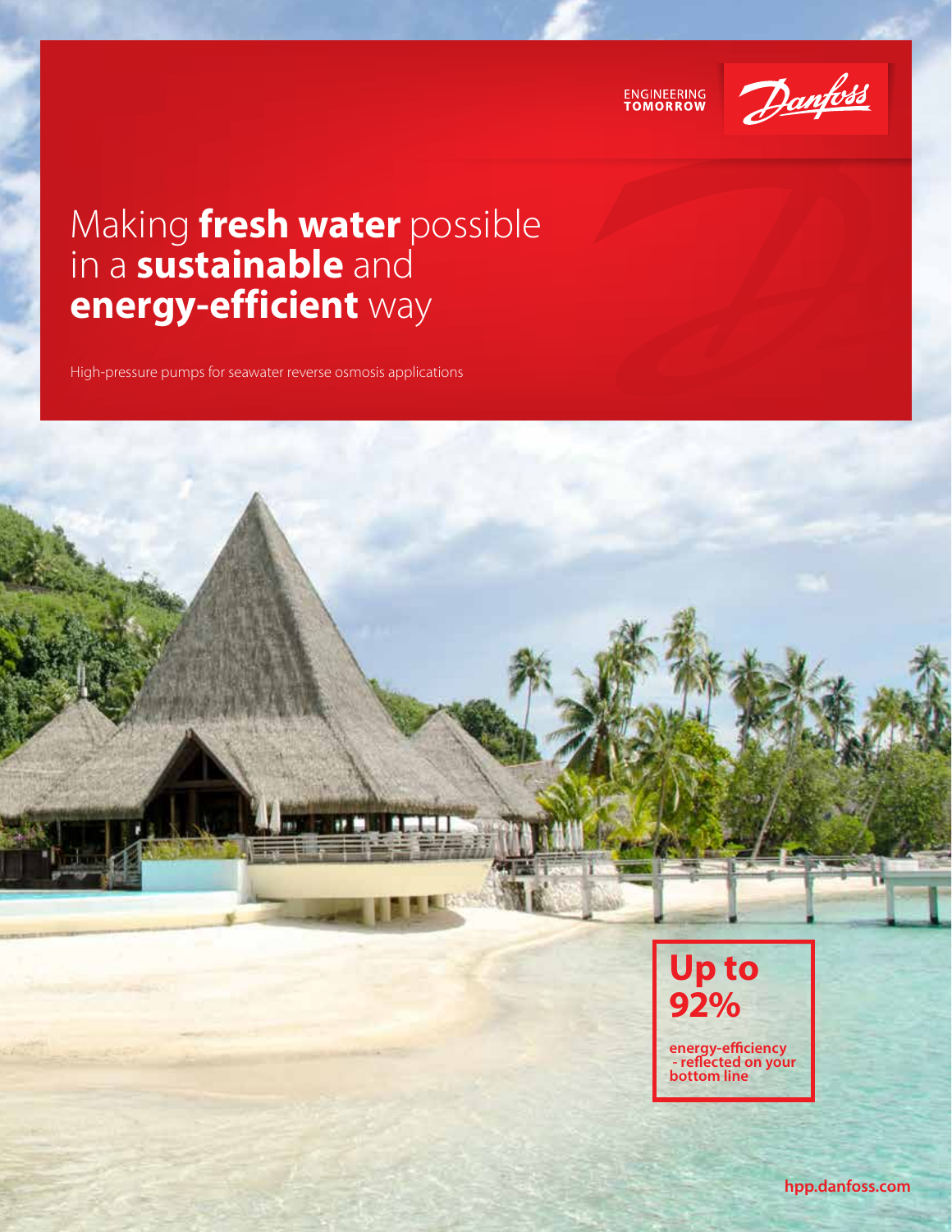ENGINEERING TOMORROW

Danfoss

# Making **fresh water** possible in a **sustainable** and **energy-efficient** way

High-pressure pumps for seawater reverse osmosis applications

**Up to 92%**

**energy-efficiency - reflected on your bottom line**

**hpp.danfoss.com**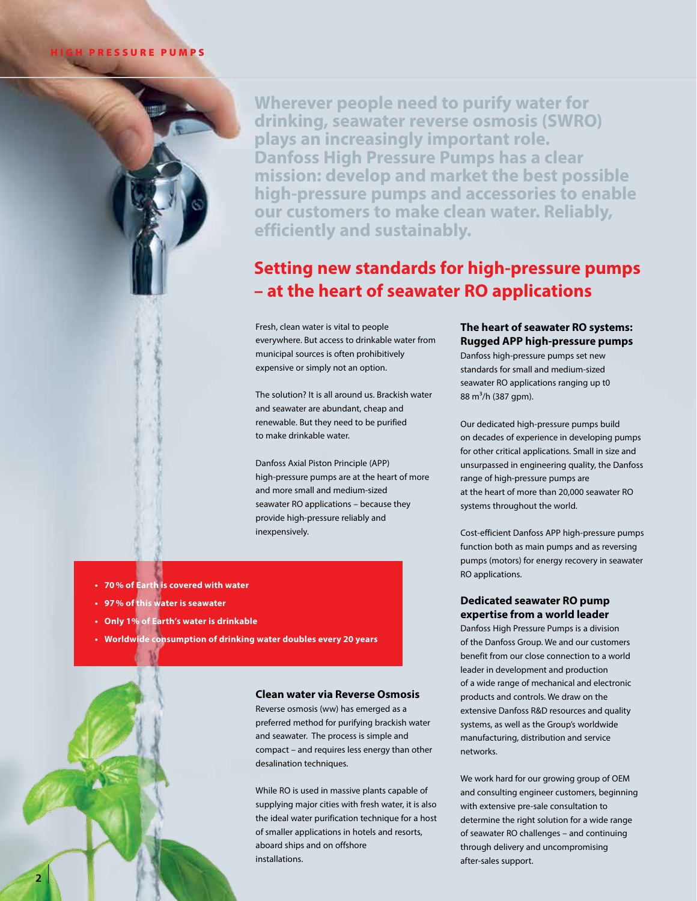Wherever people need to purify water for drinking, seawater reverse osmosis (SWRO) plays an increasingly important role. Danfoss High Pressure Pumps has a clear mission: develop and market the best possible high-pressure pumps and accessories to enable our customers to make clean water. Reliably, efficiently and sustainably.

# Setting new standards for high-pressure pumps – at the heart of seawater RO applications

Fresh, clean water is vital to people everywhere. But access to drinkable water from municipal sources is often prohibitively expensive or simply not an option.

The solution? It is all around us. Brackish water and seawater are abundant, cheap and renewable. But they need to be purified to make drinkable water.

Danfoss Axial Piston Principle (APP) high-pressure pumps are at the heart of more and more small and medium-sized seawater RO applications – because they provide high-pressure reliably and inexpensively.

- **70 % of Earth is covered with water**
- **97 % of this water is seawater**
- **Only 1% of Earth's water is drinkable**
- **Worldwide consumption of drinking water doubles every 20 years**

### Clean water via Reverse Osmosis

Reverse osmosis (ww) has emerged as a preferred method for purifying brackish water and seawater. The process is simple and compact – and requires less energy than other desalination techniques.

While RO is used in massive plants capable of supplying major cities with fresh water, it is also the ideal water purification technique for a host of smaller applications in hotels and resorts, aboard ships and on offshore installations.

### The heart of seawater RO systems: Rugged APP high-pressure pumps

Danfoss high-pressure pumps set new standards for small and medium-sized seawater RO applications ranging up t0 88 $m^3$/h (387 gpm).

Our dedicated high-pressure pumps build on decades of experience in developing pumps for other critical applications. Small in size and unsurpassed in engineering quality, the Danfoss range of high-pressure pumps are at the heart of more than 20,000 seawater RO systems throughout the world.

Cost-efficient Danfoss APP high-pressure pumps function both as main pumps and as reversing pumps (motors) for energy recovery in seawater RO applications.

### Dedicated seawater RO pump expertise from a world leader

Danfoss High Pressure Pumps is a division of the Danfoss Group. We and our customers benefit from our close connection to a world leader in development and production of a wide range of mechanical and electronic products and controls. We draw on the extensive Danfoss R&D resources and quality systems, as well as the Group's worldwide manufacturing, distribution and service networks.

We work hard for our growing group of OEM and consulting engineer customers, beginning with extensive pre-sale consultation to determine the right solution for a wide range of seawater RO challenges – and continuing through delivery and uncompromising after-sales support.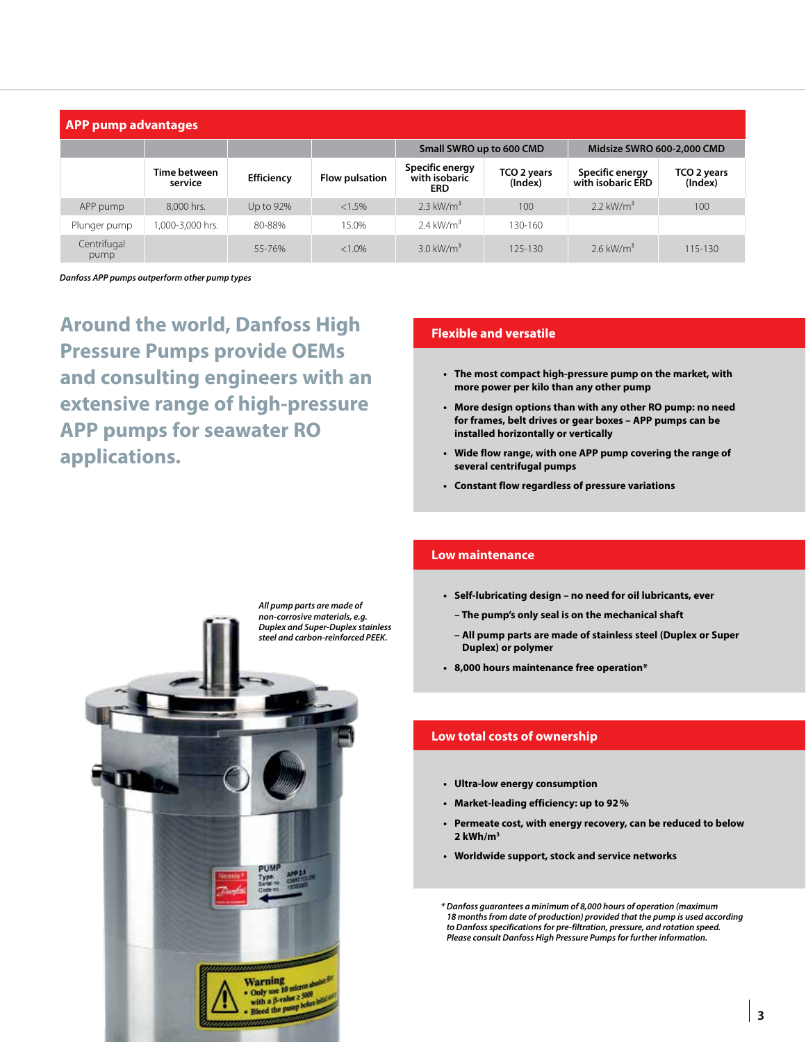## APP pump advantages

| | Time between service | Efficiency | Flow pulsation | Small SWRO up to 600 CMD | | Midsize SWRO 600-2,000 CMD | |
|---|---|---|---|---|---|---|---|
| | | | | Specific energy with isobaric ERD | TCO 2 years (Index) | Specific energy with isobaric ERD | TCO 2 years (Index) |
| APP pump | 8,000 hrs. | Up to 92% | <1.5% | 2.3 kW/m$^3$ | 100 | 2.2 kW/m$^3$ | 100 |
| Plunger pump | 1,000-3,000 hrs. | 80-88% | 15.0% | 2.4 kW/m$^3$ | 130-160 | | |
| Centrifugal pump | | 55-76% | <1.0% | 3.0 kW/m$^3$ | 125-130 | 2.6 kW/m$^3$ | 115-130 |

*Danfoss APP pumps outperform other pump types*

## Around the world, Danfoss High Pressure Pumps provide OEMs and consulting engineers with an extensive range of high-pressure APP pumps for seawater RO applications.

*All pump parts are made of non-corrosive materials, e.g. Duplex and Super-Duplex stainless steel and carbon-reinforced PEEK.*

### Flexible and versatile

- **The most compact high-pressure pump on the market, with more power per kilo than any other pump**
- **More design options than with any other RO pump: no need for frames, belt drives or gear boxes – APP pumps can be installed horizontally or vertically**
- **Wide flow range, with one APP pump covering the range of several centrifugal pumps**
- **Constant flow regardless of pressure variations**

### Low maintenance

- **Self-lubricating design – no need for oil lubricants, ever**
  - **The pump's only seal is on the mechanical shaft**
  - **All pump parts are made of stainless steel (Duplex or Super Duplex) or polymer**
- **8,000 hours maintenance free operation***

### Low total costs of ownership

- **Ultra-low energy consumption**
- **Market-leading efficiency: up to 92 %**
- **Permeate cost, with energy recovery, can be reduced to below 2 kWh/m$^3$**
- **Worldwide support, stock and service networks**

*\* Danfoss guarantees a minimum of 8,000 hours of operation (maximum 18 months from date of production) provided that the pump is used according to Danfoss specifications for pre-filtration, pressure, and rotation speed. Please consult Danfoss High Pressure Pumps for further information.*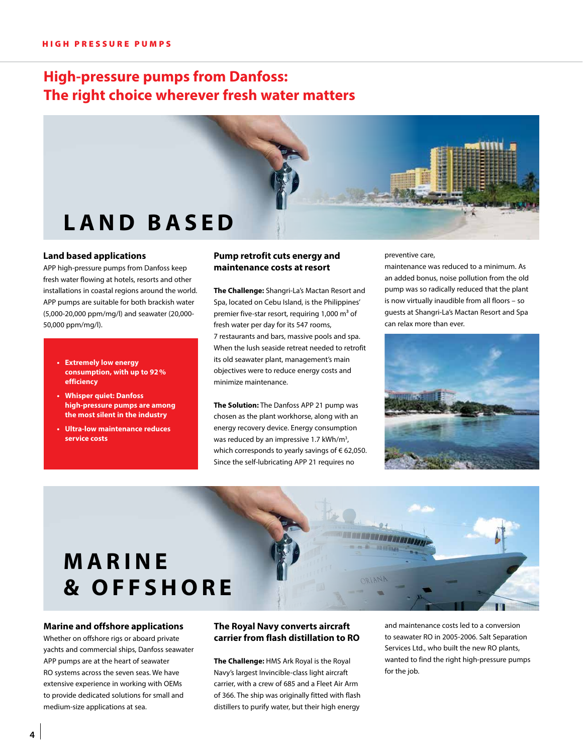# High-pressure pumps from Danfoss: The right choice wherever fresh water matters

## LAND BASED

### Land based applications

APP high-pressure pumps from Danfoss keep fresh water flowing at hotels, resorts and other installations in coastal regions around the world. APP pumps are suitable for both brackish water (5,000-20,000 ppm/mg/l) and seawater (20,000-50,000 ppm/mg/l).

- **Extremely low energy consumption, with up to 92 % efficiency**
- **Whisper quiet: Danfoss high-pressure pumps are among the most silent in the industry**
- **Ultra-low maintenance reduces service costs**

### Pump retrofit cuts energy and maintenance costs at resort

**The Challenge:** Shangri-La's Mactan Resort and Spa, located on Cebu Island, is the Philippines' premier five-star resort, requiring 1,000 $m^3$ of fresh water per day for its 547 rooms, 7 restaurants and bars, massive pools and spa. When the lush seaside retreat needed to retrofit its old seawater plant, management's main objectives were to reduce energy costs and minimize maintenance.

**The Solution:** The Danfoss APP 21 pump was chosen as the plant workhorse, along with an energy recovery device. Energy consumption was reduced by an impressive 1.7 kWh/$m^3$, which corresponds to yearly savings of € 62,050. Since the self-lubricating APP 21 requires no preventive care, maintenance was reduced to a minimum. As an added bonus, noise pollution from the old pump was so radically reduced that the plant is now virtually inaudible from all floors – so guests at Shangri-La's Mactan Resort and Spa can relax more than ever.

## MARINE & OFFSHORE

### Marine and offshore applications

Whether on offshore rigs or aboard private yachts and commercial ships, Danfoss seawater APP pumps are at the heart of seawater RO systems across the seven seas. We have extensive experience in working with OEMs to provide dedicated solutions for small and medium-size applications at sea.

### The Royal Navy converts aircraft carrier from flash distillation to RO

**The Challenge:** HMS Ark Royal is the Royal Navy's largest Invincible-class light aircraft carrier, with a crew of 685 and a Fleet Air Arm of 366. The ship was originally fitted with flash distillers to purify water, but their high energy and maintenance costs led to a conversion to seawater RO in 2005-2006. Salt Separation Services Ltd., who built the new RO plants, wanted to find the right high-pressure pumps for the job.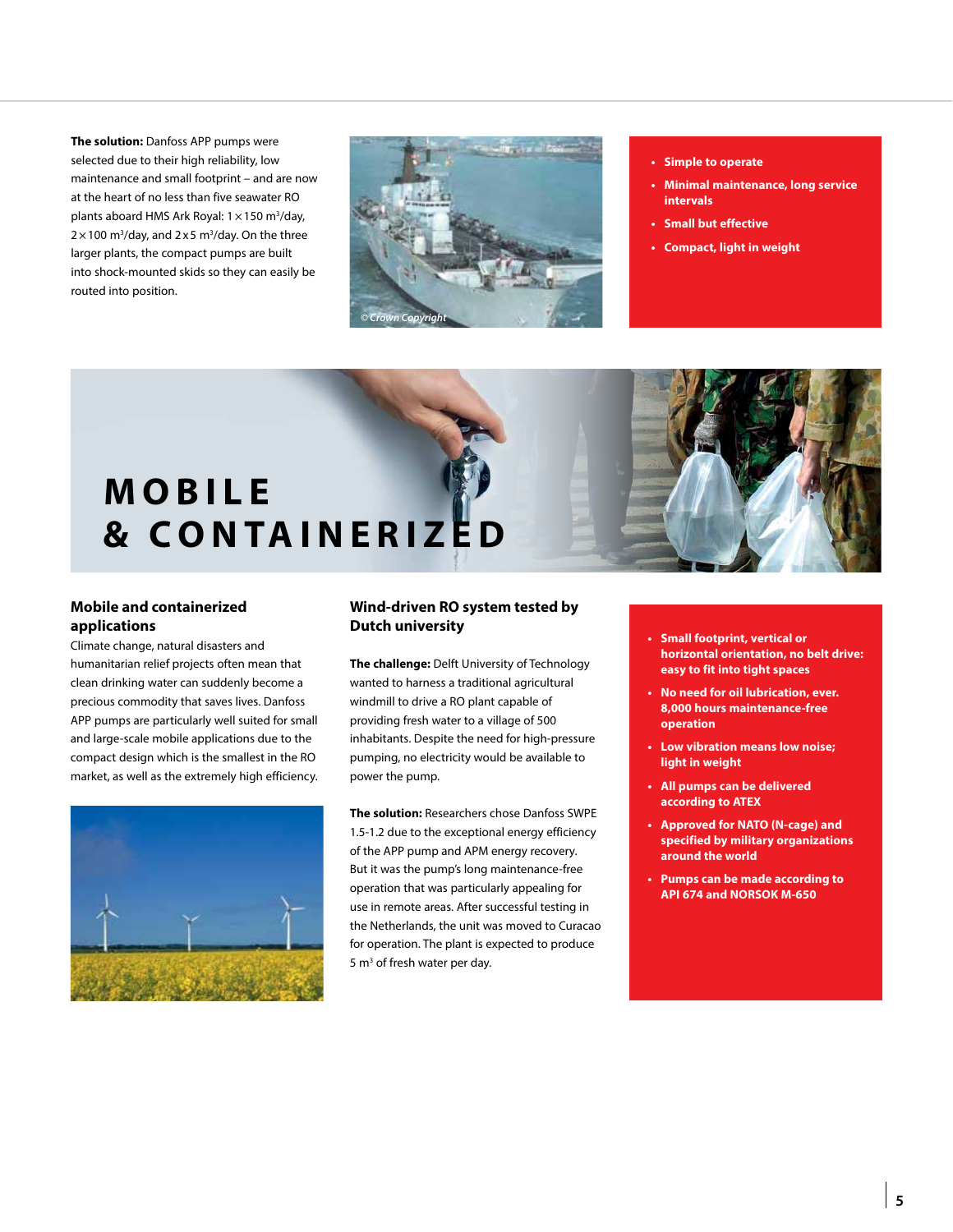**The solution:** Danfoss APP pumps were selected due to their high reliability, low maintenance and small footprint – and are now at the heart of no less than five seawater RO plants aboard HMS Ark Royal: 1 × 150 m³/day, 2 × 100 m³/day, and 2 x 5 m³/day. On the three larger plants, the compact pumps are built into shock-mounted skids so they can easily be routed into position.

© Crown Copyright

- **Simple to operate**
- **Minimal maintenance, long service intervals**
- **Small but effective**
- **Compact, light in weight**

# MOBILE & CONTAINERIZED

## Mobile and containerized applications

Climate change, natural disasters and humanitarian relief projects often mean that clean drinking water can suddenly become a precious commodity that saves lives. Danfoss APP pumps are particularly well suited for small and large-scale mobile applications due to the compact design which is the smallest in the RO market, as well as the extremely high efficiency.

## Wind-driven RO system tested by Dutch university

**The challenge:** Delft University of Technology wanted to harness a traditional agricultural windmill to drive a RO plant capable of providing fresh water to a village of 500 inhabitants. Despite the need for high-pressure pumping, no electricity would be available to power the pump.

**The solution:** Researchers chose Danfoss SWPE 1.5-1.2 due to the exceptional energy efficiency of the APP pump and APM energy recovery. But it was the pump's long maintenance-free operation that was particularly appealing for use in remote areas. After successful testing in the Netherlands, the unit was moved to Curacao for operation. The plant is expected to produce 5 m³ of fresh water per day.

- **Small footprint, vertical or horizontal orientation, no belt drive: easy to fit into tight spaces**
- **No need for oil lubrication, ever. 8,000 hours maintenance-free operation**
- **Low vibration means low noise; light in weight**
- **All pumps can be delivered according to ATEX**
- **Approved for NATO (N-cage) and specified by military organizations around the world**
- **Pumps can be made according to API 674 and NORSOK M-650**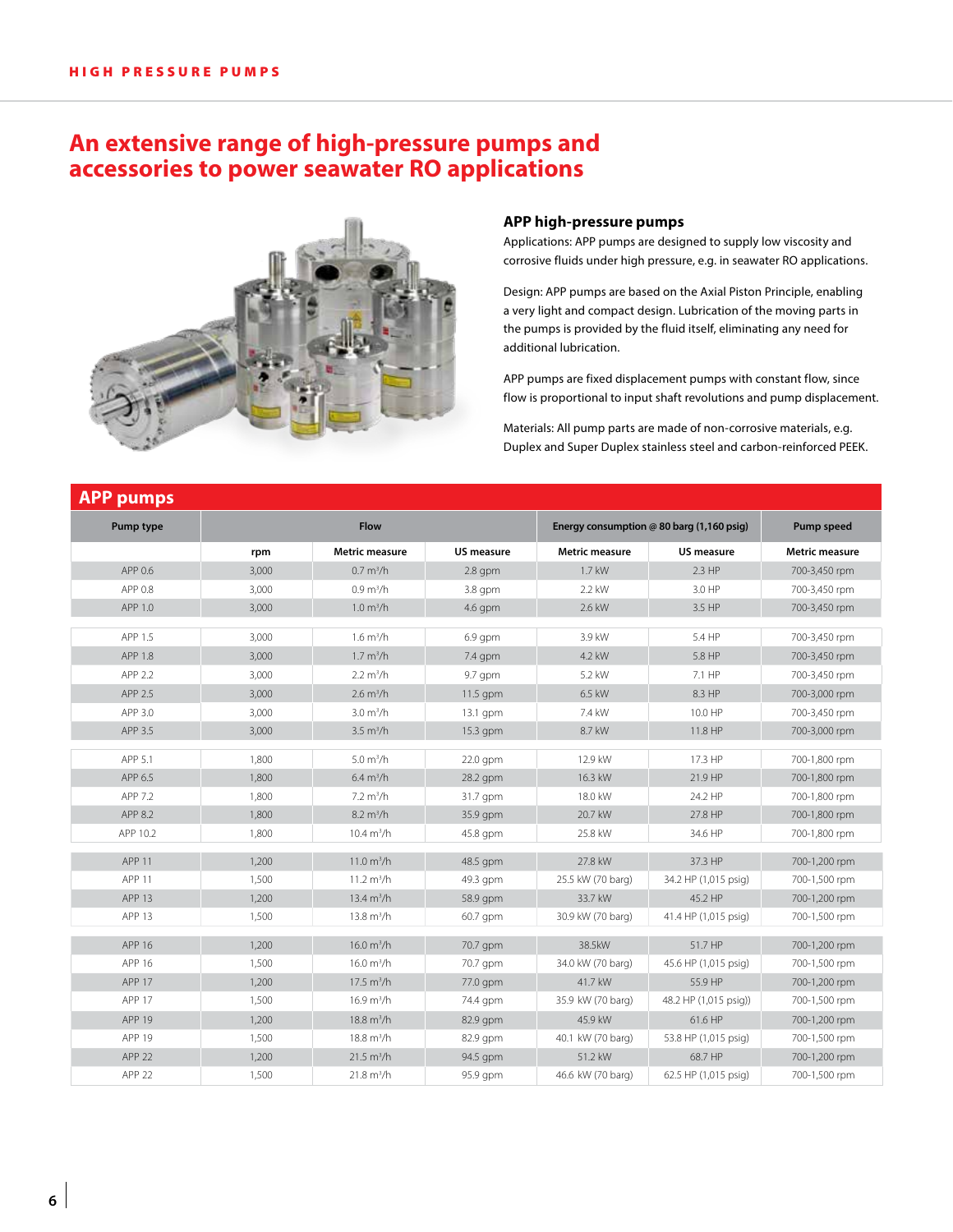# An extensive range of high-pressure pumps and accessories to power seawater RO applications

### APP high-pressure pumps

Applications: APP pumps are designed to supply low viscosity and corrosive fluids under high pressure, e.g. in seawater RO applications.

Design: APP pumps are based on the Axial Piston Principle, enabling a very light and compact design. Lubrication of the moving parts in the pumps is provided by the fluid itself, eliminating any need for additional lubrication.

APP pumps are fixed displacement pumps with constant flow, since flow is proportional to input shaft revolutions and pump displacement.

Materials: All pump parts are made of non-corrosive materials, e.g. Duplex and Super Duplex stainless steel and carbon-reinforced PEEK.

## APP pumps

| Pump type | Flow | | | Energy consumption @ 80 barg (1,160 psig) | | Pump speed |
|---|---|---|---|---|---|---|
| | rpm | Metric measure | US measure | Metric measure | US measure | Metric measure |
| APP 0.6 | 3,000 | 0.7 m³/h | 2.8 gpm | 1.7 kW | 2.3 HP | 700-3,450 rpm |
| APP 0.8 | 3,000 | 0.9 m³/h | 3.8 gpm | 2.2 kW | 3.0 HP | 700-3,450 rpm |
| APP 1.0 | 3,000 | 1.0 m³/h | 4.6 gpm | 2.6 kW | 3.5 HP | 700-3,450 rpm |
| APP 1.5 | 3,000 | 1.6 m³/h | 6.9 gpm | 3.9 kW | 5.4 HP | 700-3,450 rpm |
| APP 1.8 | 3,000 | 1.7 m³/h | 7.4 gpm | 4.2 kW | 5.8 HP | 700-3,450 rpm |
| APP 2.2 | 3,000 | 2.2 m³/h | 9.7 gpm | 5.2 kW | 7.1 HP | 700-3,450 rpm |
| APP 2.5 | 3,000 | 2.6 m³/h | 11.5 gpm | 6.5 kW | 8.3 HP | 700-3,000 rpm |
| APP 3.0 | 3,000 | 3.0 m³/h | 13.1 gpm | 7.4 kW | 10.0 HP | 700-3,450 rpm |
| APP 3.5 | 3,000 | 3.5 m³/h | 15.3 gpm | 8.7 kW | 11.8 HP | 700-3,000 rpm |
| APP 5.1 | 1,800 | 5.0 m³/h | 22.0 gpm | 12.9 kW | 17.3 HP | 700-1,800 rpm |
| APP 6.5 | 1,800 | 6.4 m³/h | 28.2 gpm | 16.3 kW | 21.9 HP | 700-1,800 rpm |
| APP 7.2 | 1,800 | 7.2 m³/h | 31.7 gpm | 18.0 kW | 24.2 HP | 700-1,800 rpm |
| APP 8.2 | 1,800 | 8.2 m³/h | 35.9 gpm | 20.7 kW | 27.8 HP | 700-1,800 rpm |
| APP 10.2 | 1,800 | 10.4 m³/h | 45.8 gpm | 25.8 kW | 34.6 HP | 700-1,800 rpm |
| APP 11 | 1,200 | 11.0 m³/h | 48.5 gpm | 27.8 kW | 37.3 HP | 700-1,200 rpm |
| APP 11 | 1,500 | 11.2 m³/h | 49.3 gpm | 25.5 kW (70 barg) | 34.2 HP (1,015 psig) | 700-1,500 rpm |
| APP 13 | 1,200 | 13.4 m³/h | 58.9 gpm | 33.7 kW | 45.2 HP | 700-1,200 rpm |
| APP 13 | 1,500 | 13.8 m³/h | 60.7 gpm | 30.9 kW (70 barg) | 41.4 HP (1,015 psig) | 700-1,500 rpm |
| APP 16 | 1,200 | 16.0 m³/h | 70.7 gpm | 38.5kW | 51.7 HP | 700-1,200 rpm |
| APP 16 | 1,500 | 16.0 m³/h | 70.7 gpm | 34.0 kW (70 barg) | 45.6 HP (1,015 psig) | 700-1,500 rpm |
| APP 17 | 1,200 | 17.5 m³/h | 77.0 gpm | 41.7 kW | 55.9 HP | 700-1,200 rpm |
| APP 17 | 1,500 | 16.9 m³/h | 74.4 gpm | 35.9 kW (70 barg) | 48.2 HP (1,015 psig)) | 700-1,500 rpm |
| APP 19 | 1,200 | 18.8 m³/h | 82.9 gpm | 45.9 kW | 61.6 HP | 700-1,200 rpm |
| APP 19 | 1,500 | 18.8 m³/h | 82.9 gpm | 40.1 kW (70 barg) | 53.8 HP (1,015 psig) | 700-1,500 rpm |
| APP 22 | 1,200 | 21.5 m³/h | 94.5 gpm | 51.2 kW | 68.7 HP | 700-1,200 rpm |
| APP 22 | 1,500 | 21.8 m³/h | 95.9 gpm | 46.6 kW (70 barg) | 62.5 HP (1,015 psig) | 700-1,500 rpm |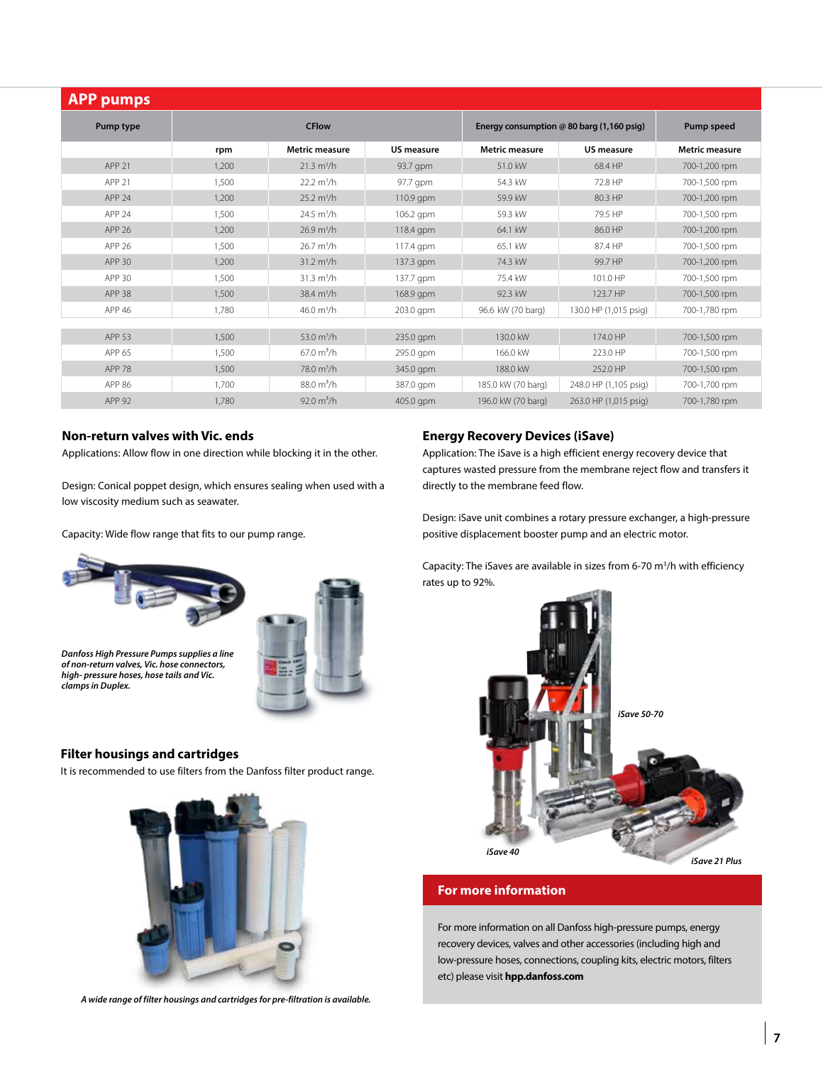## APP pumps

| Pump type | CFlow | | | Energy consumption @ 80 barg (1,160 psig) | | Pump speed |
|---|---|---|---|---|---|---|
| | rpm | Metric measure | US measure | Metric measure | US measure | Metric measure |
| APP 21 | 1,200 | 21.3 m³/h | 93.7 gpm | 51.0 kW | 68.4 HP | 700-1,200 rpm |
| APP 21 | 1,500 | 22.2 m³/h | 97.7 gpm | 54.3 kW | 72.8 HP | 700-1,500 rpm |
| APP 24 | 1,200 | 25.2 m³/h | 110.9 gpm | 59.9 kW | 80.3 HP | 700-1,200 rpm |
| APP 24 | 1,500 | 24.5 m³/h | 106.2 gpm | 59.3 kW | 79.5 HP | 700-1,500 rpm |
| APP 26 | 1,200 | 26.9 m³/h | 118.4 gpm | 64.1 kW | 86.0 HP | 700-1,200 rpm |
| APP 26 | 1,500 | 26.7 m³/h | 117.4 gpm | 65.1 kW | 87.4 HP | 700-1,500 rpm |
| APP 30 | 1,200 | 31.2 m³/h | 137.3 gpm | 74.3 kW | 99.7 HP | 700-1,200 rpm |
| APP 30 | 1,500 | 31.3 m³/h | 137.7 gpm | 75.4 kW | 101.0 HP | 700-1,500 rpm |
| APP 38 | 1,500 | 38.4 m³/h | 168.9 gpm | 92.3 kW | 123.7 HP | 700-1,500 rpm |
| APP 46 | 1,780 | 46.0 m³/h | 203.0 gpm | 96.6 kW (70 barg) | 130.0 HP (1,015 psig) | 700-1,780 rpm |
| APP 53 | 1,500 | 53.0 m³/h | 235.0 gpm | 130.0 kW | 174.0 HP | 700-1,500 rpm |
| APP 65 | 1,500 | 67.0 m³/h | 295.0 gpm | 166.0 kW | 223.0 HP | 700-1,500 rpm |
| APP 78 | 1,500 | 78.0 m³/h | 345.0 gpm | 188.0 kW | 252.0 HP | 700-1,500 rpm |
| APP 86 | 1,700 | 88.0 m³/h | 387.0 gpm | 185.0 kW (70 barg) | 248.0 HP (1,105 psig) | 700-1,700 rpm |
| APP 92 | 1,780 | 92.0 m³/h | 405.0 gpm | 196.0 kW (70 barg) | 263.0 HP (1,015 psig) | 700-1,780 rpm |

### Non-return valves with Vic. ends

Applications: Allow flow in one direction while blocking it in the other.

Design: Conical poppet design, which ensures sealing when used with a low viscosity medium such as seawater.

Capacity: Wide flow range that fits to our pump range.

*Danfoss High Pressure Pumps supplies a line of non-return valves, Vic. hose connectors, high- pressure hoses, hose tails and Vic. clamps in Duplex.*

### Filter housings and cartridges

It is recommended to use filters from the Danfoss filter product range.

*A wide range of filter housings and cartridges for pre-filtration is available.*

### Energy Recovery Devices (iSave)

Application: The iSave is a high efficient energy recovery device that captures wasted pressure from the membrane reject flow and transfers it directly to the membrane feed flow.

Design: iSave unit combines a rotary pressure exchanger, a high-pressure positive displacement booster pump and an electric motor.

Capacity: The iSaves are available in sizes from 6-70 m³/h with efficiency rates up to 92%.

*iSave 50-70*

*iSave 40*

*iSave 21 Plus*

### For more information

For more information on all Danfoss high-pressure pumps, energy recovery devices, valves and other accessories (including high and low-pressure hoses, connections, coupling kits, electric motors, filters etc) please visit **hpp.danfoss.com**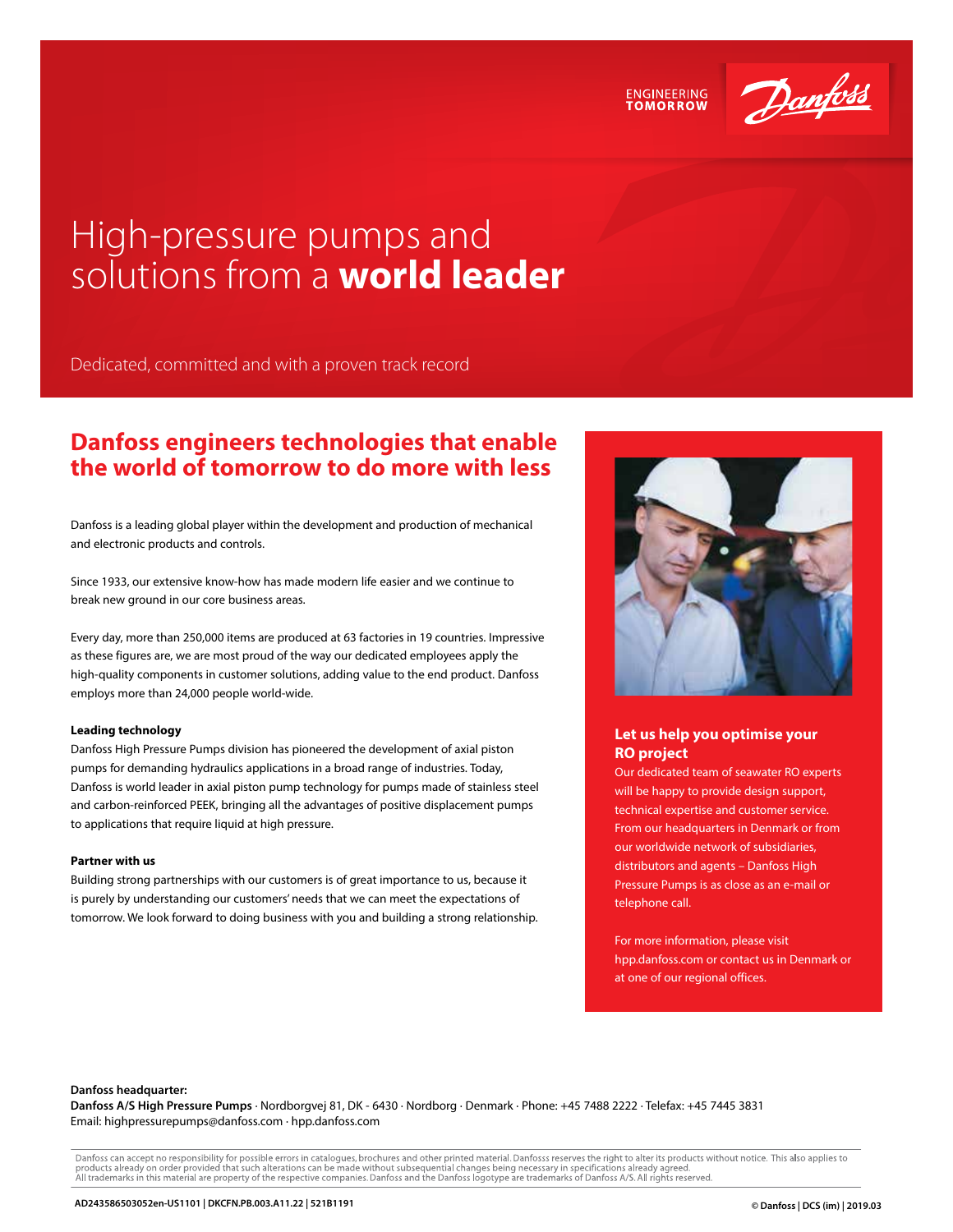ENGINEERING TOMORROW

# High-pressure pumps and solutions from a **world leader**

Dedicated, committed and with a proven track record

## Danfoss engineers technologies that enable the world of tomorrow to do more with less

Danfoss is a leading global player within the development and production of mechanical and electronic products and controls.

Since 1933, our extensive know-how has made modern life easier and we continue to break new ground in our core business areas.

Every day, more than 250,000 items are produced at 63 factories in 19 countries. Impressive as these figures are, we are most proud of the way our dedicated employees apply the high-quality components in customer solutions, adding value to the end product. Danfoss employs more than 24,000 people world-wide.

**Leading technology**

Danfoss High Pressure Pumps division has pioneered the development of axial piston pumps for demanding hydraulics applications in a broad range of industries. Today, Danfoss is world leader in axial piston pump technology for pumps made of stainless steel and carbon-reinforced PEEK, bringing all the advantages of positive displacement pumps to applications that require liquid at high pressure.

**Partner with us**

Building strong partnerships with our customers is of great importance to us, because it is purely by understanding our customers' needs that we can meet the expectations of tomorrow. We look forward to doing business with you and building a strong relationship.

### Let us help you optimise your RO project

Our dedicated team of seawater RO experts will be happy to provide design support, technical expertise and customer service. From our headquarters in Denmark or from our worldwide network of subsidiaries, distributors and agents – Danfoss High Pressure Pumps is as close as an e-mail or telephone call.

For more information, please visit hpp.danfoss.com or contact us in Denmark or at one of our regional offices.

**Danfoss headquarter:**
**Danfoss A/S High Pressure Pumps** · Nordborgvej 81, DK - 6430 · Nordborg · Denmark · Phone: +45 7488 2222 · Telefax: +45 7445 3831
Email: highpressurepumps@danfoss.com · hpp.danfoss.com

Danfoss can accept no responsibility for possible errors in catalogues, brochures and other printed material. Danfosss reserves the right to alter its products without notice. This also applies to products already on order provided that such alterations can be made without subsequential changes being necessary in specifications already agreed.
All trademarks in this material are property of the respective companies. Danfoss and the Danfoss logotype are trademarks of Danfoss A/S. All rights reserved.

AD243586503052en-US1101 | DKCFN.PB.003.A11.22 | 521B1191

© Danfoss | DCS (im) | 2019.03